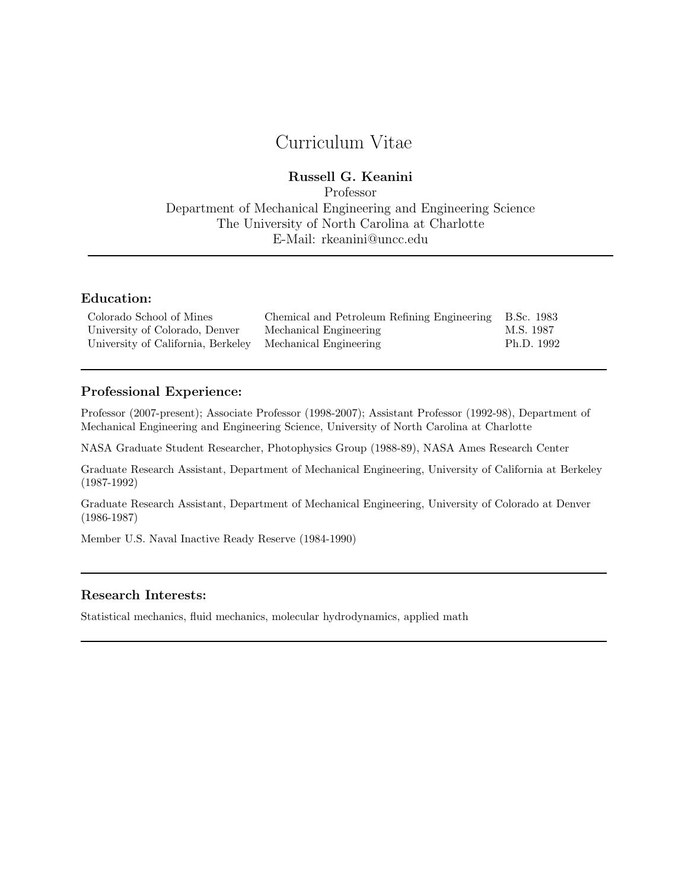# Curriculum Vitae

**Russell G. Keanini**
Professor
Department of Mechanical Engineering and Engineering Science
The University of North Carolina at Charlotte
E-Mail: rkeanini@uncc.edu

---

## Education:

| | | |
|---|---|---|
| Colorado School of Mines | Chemical and Petroleum Refining Engineering | B.Sc. 1983 |
| University of Colorado, Denver | Mechanical Engineering | M.S. 1987 |
| University of California, Berkeley | Mechanical Engineering | Ph.D. 1992 |

---

## Professional Experience:

Professor (2007-present); Associate Professor (1998-2007); Assistant Professor (1992-98), Department of Mechanical Engineering and Engineering Science, University of North Carolina at Charlotte

NASA Graduate Student Researcher, Photophysics Group (1988-89), NASA Ames Research Center

Graduate Research Assistant, Department of Mechanical Engineering, University of California at Berkeley (1987-1992)

Graduate Research Assistant, Department of Mechanical Engineering, University of Colorado at Denver (1986-1987)

Member U.S. Naval Inactive Ready Reserve (1984-1990)

---

## Research Interests:

Statistical mechanics, fluid mechanics, molecular hydrodynamics, applied math

---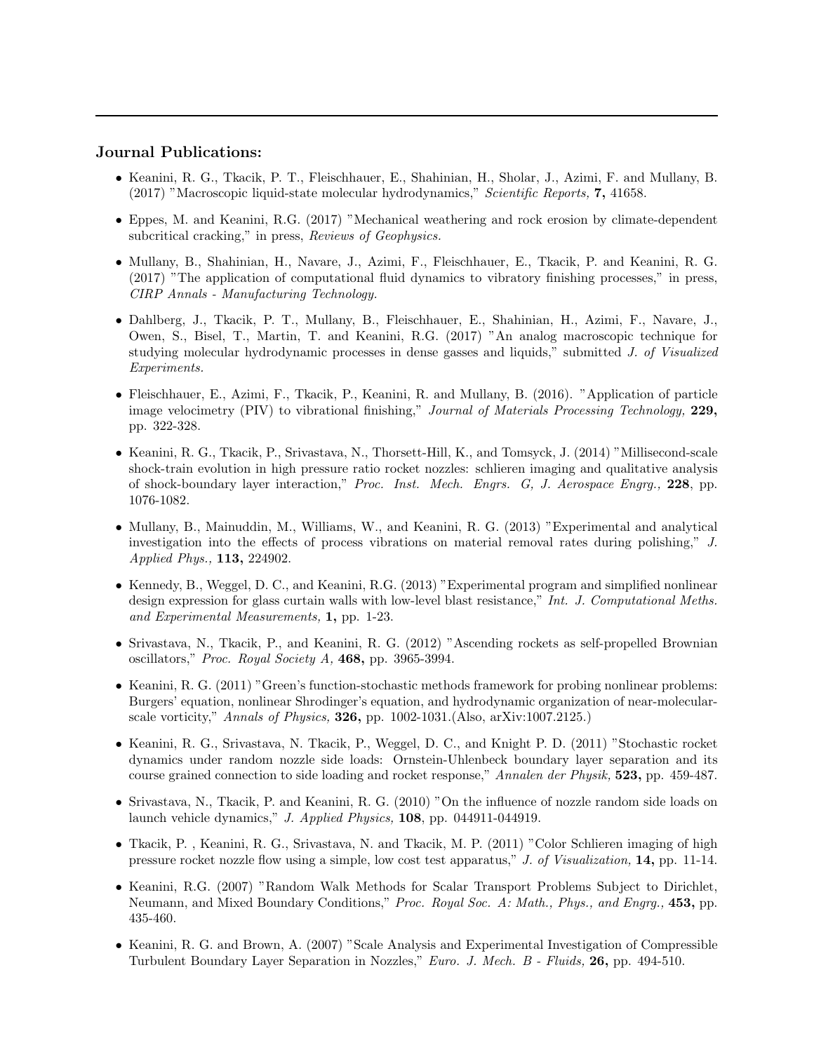## Journal Publications:

- Keanini, R. G., Tkacik, P. T., Fleischhauer, E., Shahinian, H., Sholar, J., Azimi, F. and Mullany, B. (2017) "Macroscopic liquid-state molecular hydrodynamics," *Scientific Reports,* **7,** 41658.

- Eppes, M. and Keanini, R.G. (2017) "Mechanical weathering and rock erosion by climate-dependent subcritical cracking," in press, *Reviews of Geophysics.*

- Mullany, B., Shahinian, H., Navare, J., Azimi, F., Fleischhauer, E., Tkacik, P. and Keanini, R. G. (2017) "The application of computational fluid dynamics to vibratory finishing processes," in press, *CIRP Annals - Manufacturing Technology.*

- Dahlberg, J., Tkacik, P. T., Mullany, B., Fleischhauer, E., Shahinian, H., Azimi, F., Navare, J., Owen, S., Bisel, T., Martin, T. and Keanini, R.G. (2017) "An analog macroscopic technique for studying molecular hydrodynamic processes in dense gasses and liquids," submitted *J. of Visualized Experiments.*

- Fleischhauer, E., Azimi, F., Tkacik, P., Keanini, R. and Mullany, B. (2016). "Application of particle image velocimetry (PIV) to vibrational finishing," *Journal of Materials Processing Technology,* **229,** pp. 322-328.

- Keanini, R. G., Tkacik, P., Srivastava, N., Thorsett-Hill, K., and Tomsyck, J. (2014) "Millisecond-scale shock-train evolution in high pressure ratio rocket nozzles: schlieren imaging and qualitative analysis of shock-boundary layer interaction," *Proc. Inst. Mech. Engrs. G, J. Aerospace Engrg.,* **228**, pp. 1076-1082.

- Mullany, B., Mainuddin, M., Williams, W., and Keanini, R. G. (2013) "Experimental and analytical investigation into the effects of process vibrations on material removal rates during polishing," *J. Applied Phys.,* **113,** 224902.

- Kennedy, B., Weggel, D. C., and Keanini, R.G. (2013) "Experimental program and simplified nonlinear design expression for glass curtain walls with low-level blast resistance," *Int. J. Computational Meths. and Experimental Measurements,* **1,** pp. 1-23.

- Srivastava, N., Tkacik, P., and Keanini, R. G. (2012) "Ascending rockets as self-propelled Brownian oscillators," *Proc. Royal Society A,* **468,** pp. 3965-3994.

- Keanini, R. G. (2011) "Green's function-stochastic methods framework for probing nonlinear problems: Burgers' equation, nonlinear Shrodinger's equation, and hydrodynamic organization of near-molecular-scale vorticity," *Annals of Physics,* **326,** pp. 1002-1031.(Also, arXiv:1007.2125.)

- Keanini, R. G., Srivastava, N. Tkacik, P., Weggel, D. C., and Knight P. D. (2011) "Stochastic rocket dynamics under random nozzle side loads: Ornstein-Uhlenbeck boundary layer separation and its course grained connection to side loading and rocket response," *Annalen der Physik,* **523,** pp. 459-487.

- Srivastava, N., Tkacik, P. and Keanini, R. G. (2010) "On the influence of nozzle random side loads on launch vehicle dynamics," *J. Applied Physics,* **108**, pp. 044911-044919.

- Tkacik, P. , Keanini, R. G., Srivastava, N. and Tkacik, M. P. (2011) "Color Schlieren imaging of high pressure rocket nozzle flow using a simple, low cost test apparatus," *J. of Visualization,* **14,** pp. 11-14.

- Keanini, R.G. (2007) "Random Walk Methods for Scalar Transport Problems Subject to Dirichlet, Neumann, and Mixed Boundary Conditions," *Proc. Royal Soc. A: Math., Phys., and Engrg.,* **453,** pp. 435-460.

- Keanini, R. G. and Brown, A. (2007) "Scale Analysis and Experimental Investigation of Compressible Turbulent Boundary Layer Separation in Nozzles," *Euro. J. Mech. B - Fluids,* **26,** pp. 494-510.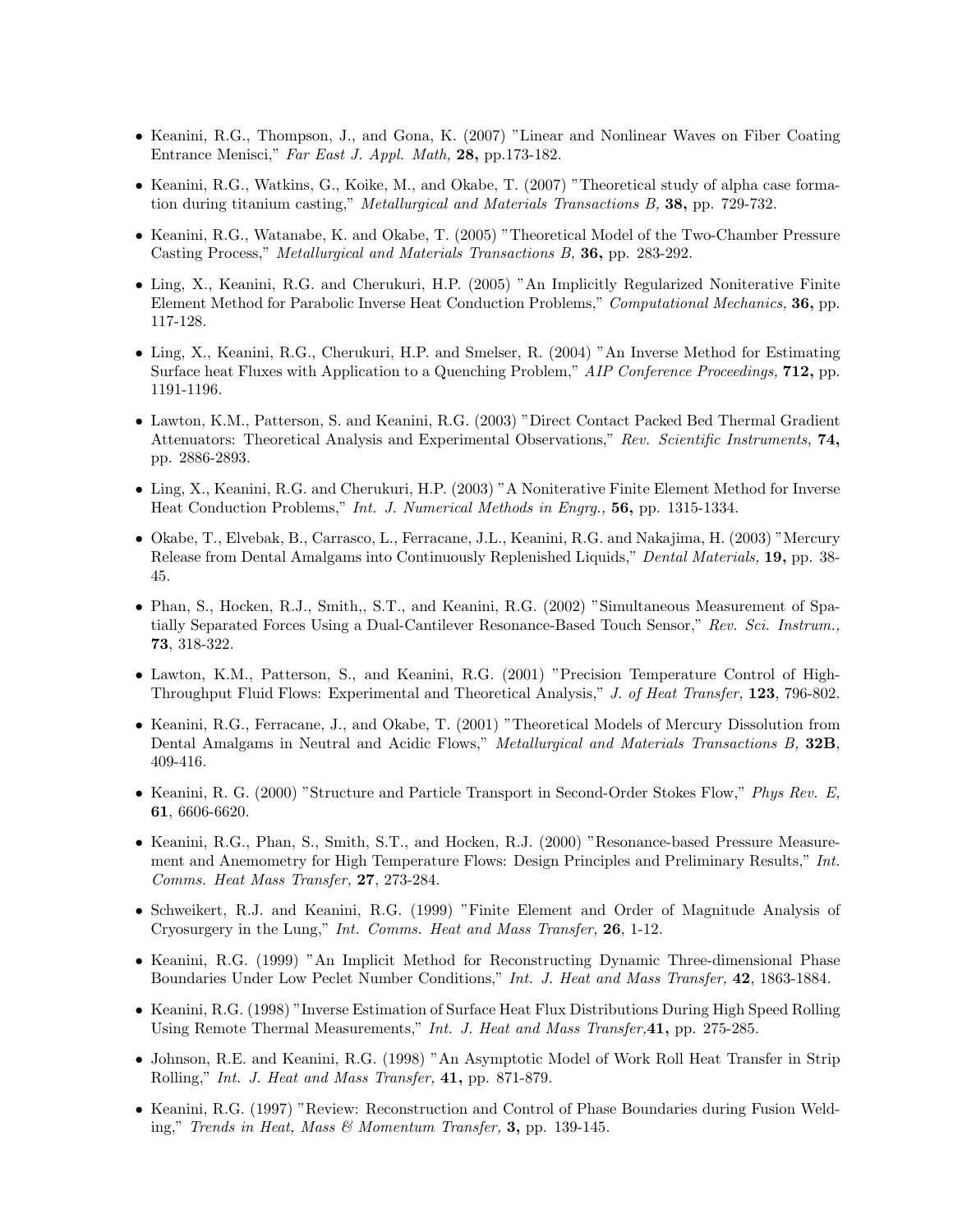- Keanini, R.G., Thompson, J., and Gona, K. (2007) "Linear and Nonlinear Waves on Fiber Coating Entrance Menisci," *Far East J. Appl. Math,* **28,** pp.173-182.
- Keanini, R.G., Watkins, G., Koike, M., and Okabe, T. (2007) "Theoretical study of alpha case formation during titanium casting," *Metallurgical and Materials Transactions B,* **38,** pp. 729-732.
- Keanini, R.G., Watanabe, K. and Okabe, T. (2005) "Theoretical Model of the Two-Chamber Pressure Casting Process," *Metallurgical and Materials Transactions B,* **36,** pp. 283-292.
- Ling, X., Keanini, R.G. and Cherukuri, H.P. (2005) "An Implicitly Regularized Noniterative Finite Element Method for Parabolic Inverse Heat Conduction Problems," *Computational Mechanics,* **36,** pp. 117-128.
- Ling, X., Keanini, R.G., Cherukuri, H.P. and Smelser, R. (2004) "An Inverse Method for Estimating Surface heat Fluxes with Application to a Quenching Problem," *AIP Conference Proceedings,* **712,** pp. 1191-1196.
- Lawton, K.M., Patterson, S. and Keanini, R.G. (2003) "Direct Contact Packed Bed Thermal Gradient Attenuators: Theoretical Analysis and Experimental Observations," *Rev. Scientific Instruments,* **74,** pp. 2886-2893.
- Ling, X., Keanini, R.G. and Cherukuri, H.P. (2003) "A Noniterative Finite Element Method for Inverse Heat Conduction Problems," *Int. J. Numerical Methods in Engrg.,* **56,** pp. 1315-1334.
- Okabe, T., Elvebak, B., Carrasco, L., Ferracane, J.L., Keanini, R.G. and Nakajima, H. (2003) "Mercury Release from Dental Amalgams into Continuously Replenished Liquids," *Dental Materials,* **19,** pp. 38-45.
- Phan, S., Hocken, R.J., Smith,, S.T., and Keanini, R.G. (2002) "Simultaneous Measurement of Spatially Separated Forces Using a Dual-Cantilever Resonance-Based Touch Sensor," *Rev. Sci. Instrum.,* **73**, 318-322.
- Lawton, K.M., Patterson, S., and Keanini, R.G. (2001) "Precision Temperature Control of High-Throughput Fluid Flows: Experimental and Theoretical Analysis," *J. of Heat Transfer,* **123**, 796-802.
- Keanini, R.G., Ferracane, J., and Okabe, T. (2001) "Theoretical Models of Mercury Dissolution from Dental Amalgams in Neutral and Acidic Flows," *Metallurgical and Materials Transactions B,* **32B**, 409-416.
- Keanini, R. G. (2000) "Structure and Particle Transport in Second-Order Stokes Flow," *Phys Rev. E,* **61**, 6606-6620.
- Keanini, R.G., Phan, S., Smith, S.T., and Hocken, R.J. (2000) "Resonance-based Pressure Measurement and Anemometry for High Temperature Flows: Design Principles and Preliminary Results," *Int. Comms. Heat Mass Transfer,* **27**, 273-284.
- Schweikert, R.J. and Keanini, R.G. (1999) "Finite Element and Order of Magnitude Analysis of Cryosurgery in the Lung," *Int. Comms. Heat and Mass Transfer,* **26**, 1-12.
- Keanini, R.G. (1999) "An Implicit Method for Reconstructing Dynamic Three-dimensional Phase Boundaries Under Low Peclet Number Conditions," *Int. J. Heat and Mass Transfer,* **42**, 1863-1884.
- Keanini, R.G. (1998) "Inverse Estimation of Surface Heat Flux Distributions During High Speed Rolling Using Remote Thermal Measurements," *Int. J. Heat and Mass Transfer,***41,** pp. 275-285.
- Johnson, R.E. and Keanini, R.G. (1998) "An Asymptotic Model of Work Roll Heat Transfer in Strip Rolling," *Int. J. Heat and Mass Transfer,* **41,** pp. 871-879.
- Keanini, R.G. (1997) "Review: Reconstruction and Control of Phase Boundaries during Fusion Welding," *Trends in Heat, Mass & Momentum Transfer,* **3,** pp. 139-145.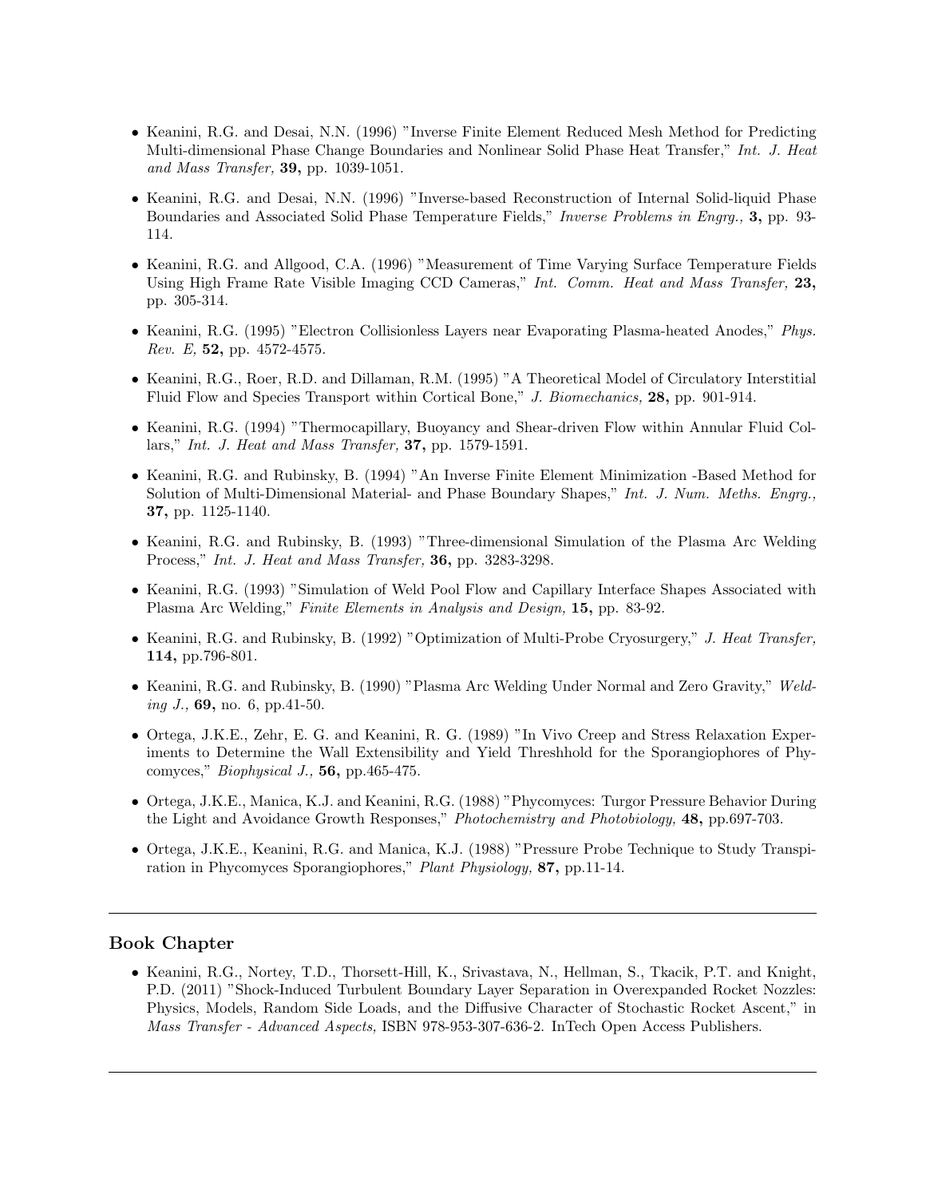- Keanini, R.G. and Desai, N.N. (1996) "Inverse Finite Element Reduced Mesh Method for Predicting Multi-dimensional Phase Change Boundaries and Nonlinear Solid Phase Heat Transfer," *Int. J. Heat and Mass Transfer,* **39,** pp. 1039-1051.

- Keanini, R.G. and Desai, N.N. (1996) "Inverse-based Reconstruction of Internal Solid-liquid Phase Boundaries and Associated Solid Phase Temperature Fields," *Inverse Problems in Engrg.,* **3,** pp. 93-114.

- Keanini, R.G. and Allgood, C.A. (1996) "Measurement of Time Varying Surface Temperature Fields Using High Frame Rate Visible Imaging CCD Cameras," *Int. Comm. Heat and Mass Transfer,* **23,** pp. 305-314.

- Keanini, R.G. (1995) "Electron Collisionless Layers near Evaporating Plasma-heated Anodes," *Phys. Rev. E,* **52,** pp. 4572-4575.

- Keanini, R.G., Roer, R.D. and Dillaman, R.M. (1995) "A Theoretical Model of Circulatory Interstitial Fluid Flow and Species Transport within Cortical Bone," *J. Biomechanics,* **28,** pp. 901-914.

- Keanini, R.G. (1994) "Thermocapillary, Buoyancy and Shear-driven Flow within Annular Fluid Collars," *Int. J. Heat and Mass Transfer,* **37,** pp. 1579-1591.

- Keanini, R.G. and Rubinsky, B. (1994) "An Inverse Finite Element Minimization -Based Method for Solution of Multi-Dimensional Material- and Phase Boundary Shapes," *Int. J. Num. Meths. Engrg.,* **37,** pp. 1125-1140.

- Keanini, R.G. and Rubinsky, B. (1993) "Three-dimensional Simulation of the Plasma Arc Welding Process," *Int. J. Heat and Mass Transfer,* **36,** pp. 3283-3298.

- Keanini, R.G. (1993) "Simulation of Weld Pool Flow and Capillary Interface Shapes Associated with Plasma Arc Welding," *Finite Elements in Analysis and Design,* **15,** pp. 83-92.

- Keanini, R.G. and Rubinsky, B. (1992) "Optimization of Multi-Probe Cryosurgery," *J. Heat Transfer,* **114,** pp.796-801.

- Keanini, R.G. and Rubinsky, B. (1990) "Plasma Arc Welding Under Normal and Zero Gravity," *Welding J.,* **69,** no. 6, pp.41-50.

- Ortega, J.K.E., Zehr, E. G. and Keanini, R. G. (1989) "In Vivo Creep and Stress Relaxation Experiments to Determine the Wall Extensibility and Yield Threshhold for the Sporangiophores of Phycomyces," *Biophysical J.,* **56,** pp.465-475.

- Ortega, J.K.E., Manica, K.J. and Keanini, R.G. (1988) "Phycomyces: Turgor Pressure Behavior During the Light and Avoidance Growth Responses," *Photochemistry and Photobiology,* **48,** pp.697-703.

- Ortega, J.K.E., Keanini, R.G. and Manica, K.J. (1988) "Pressure Probe Technique to Study Transpiration in Phycomyces Sporangiophores," *Plant Physiology,* **87,** pp.11-14.

---

## Book Chapter

- Keanini, R.G., Nortey, T.D., Thorsett-Hill, K., Srivastava, N., Hellman, S., Tkacik, P.T. and Knight, P.D. (2011) "Shock-Induced Turbulent Boundary Layer Separation in Overexpanded Rocket Nozzles: Physics, Models, Random Side Loads, and the Diffusive Character of Stochastic Rocket Ascent," in *Mass Transfer - Advanced Aspects,* ISBN 978-953-307-636-2. InTech Open Access Publishers.

---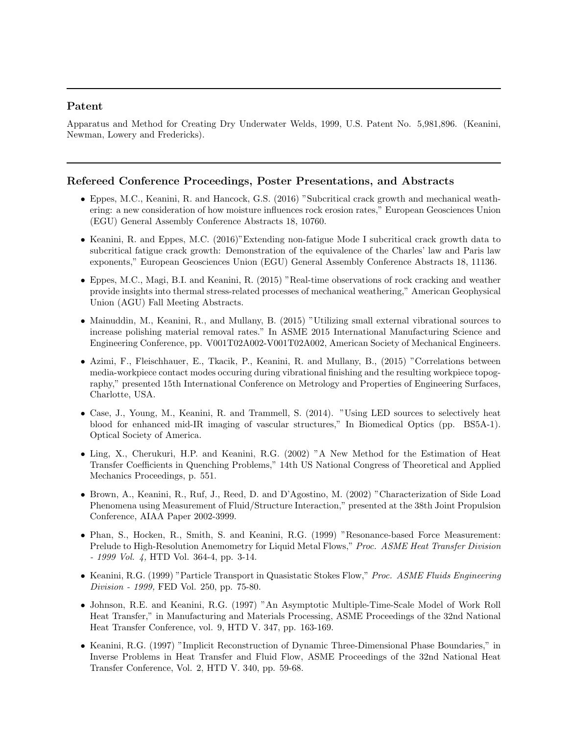## Patent

Apparatus and Method for Creating Dry Underwater Welds, 1999, U.S. Patent No. 5,981,896. (Keanini, Newman, Lowery and Fredericks).

## Refereed Conference Proceedings, Poster Presentations, and Abstracts

- Eppes, M.C., Keanini, R. and Hancock, G.S. (2016) "Subcritical crack growth and mechanical weathering: a new consideration of how moisture influences rock erosion rates," European Geosciences Union (EGU) General Assembly Conference Abstracts 18, 10760.
- Keanini, R. and Eppes, M.C. (2016)"Extending non-fatigue Mode I subcritical crack growth data to subcritical fatigue crack growth: Demonstration of the equivalence of the Charles' law and Paris law exponents," European Geosciences Union (EGU) General Assembly Conference Abstracts 18, 11136.
- Eppes, M.C., Magi, B.I. and Keanini, R. (2015) "Real-time observations of rock cracking and weather provide insights into thermal stress-related processes of mechanical weathering," American Geophysical Union (AGU) Fall Meeting Abstracts.
- Mainuddin, M., Keanini, R., and Mullany, B. (2015) "Utilizing small external vibrational sources to increase polishing material removal rates." In ASME 2015 International Manufacturing Science and Engineering Conference, pp. V001T02A002-V001T02A002, American Society of Mechanical Engineers.
- Azimi, F., Fleischhauer, E., Tkacik, P., Keanini, R. and Mullany, B., (2015) "Correlations between media-workpiece contact modes occuring during vibrational finishing and the resulting workpiece topography," presented 15th International Conference on Metrology and Properties of Engineering Surfaces, Charlotte, USA.
- Case, J., Young, M., Keanini, R. and Trammell, S. (2014). "Using LED sources to selectively heat blood for enhanced mid-IR imaging of vascular structures," In Biomedical Optics (pp. BS5A-1). Optical Society of America.
- Ling, X., Cherukuri, H.P. and Keanini, R.G. (2002) "A New Method for the Estimation of Heat Transfer Coefficients in Quenching Problems," 14th US National Congress of Theoretical and Applied Mechanics Proceedings, p. 551.
- Brown, A., Keanini, R., Ruf, J., Reed, D. and D'Agostino, M. (2002) "Characterization of Side Load Phenomena using Measurement of Fluid/Structure Interaction," presented at the 38th Joint Propulsion Conference, AIAA Paper 2002-3999.
- Phan, S., Hocken, R., Smith, S. and Keanini, R.G. (1999) "Resonance-based Force Measurement: Prelude to High-Resolution Anemometry for Liquid Metal Flows," *Proc. ASME Heat Transfer Division - 1999 Vol. 4,* HTD Vol. 364-4, pp. 3-14.
- Keanini, R.G. (1999) "Particle Transport in Quasistatic Stokes Flow," *Proc. ASME Fluids Engineering Division - 1999,* FED Vol. 250, pp. 75-80.
- Johnson, R.E. and Keanini, R.G. (1997) "An Asymptotic Multiple-Time-Scale Model of Work Roll Heat Transfer," in Manufacturing and Materials Processing, ASME Proceedings of the 32nd National Heat Transfer Conference, vol. 9, HTD V. 347, pp. 163-169.
- Keanini, R.G. (1997) "Implicit Reconstruction of Dynamic Three-Dimensional Phase Boundaries," in Inverse Problems in Heat Transfer and Fluid Flow, ASME Proceedings of the 32nd National Heat Transfer Conference, Vol. 2, HTD V. 340, pp. 59-68.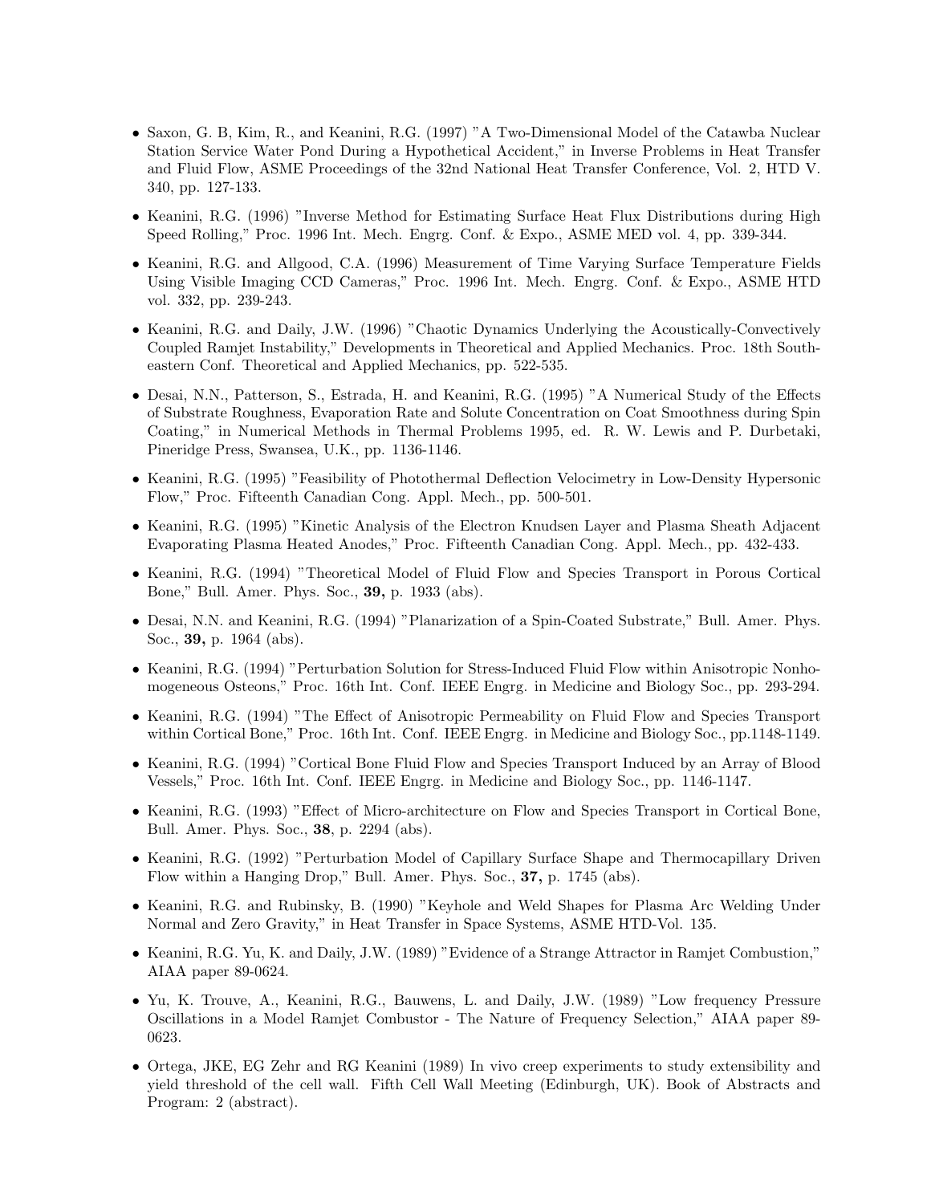- Saxon, G. B, Kim, R., and Keanini, R.G. (1997) "A Two-Dimensional Model of the Catawba Nuclear Station Service Water Pond During a Hypothetical Accident," in Inverse Problems in Heat Transfer and Fluid Flow, ASME Proceedings of the 32nd National Heat Transfer Conference, Vol. 2, HTD V. 340, pp. 127-133.
- Keanini, R.G. (1996) "Inverse Method for Estimating Surface Heat Flux Distributions during High Speed Rolling," Proc. 1996 Int. Mech. Engrg. Conf. & Expo., ASME MED vol. 4, pp. 339-344.
- Keanini, R.G. and Allgood, C.A. (1996) Measurement of Time Varying Surface Temperature Fields Using Visible Imaging CCD Cameras," Proc. 1996 Int. Mech. Engrg. Conf. & Expo., ASME HTD vol. 332, pp. 239-243.
- Keanini, R.G. and Daily, J.W. (1996) "Chaotic Dynamics Underlying the Acoustically-Convectively Coupled Ramjet Instability," Developments in Theoretical and Applied Mechanics. Proc. 18th Southeastern Conf. Theoretical and Applied Mechanics, pp. 522-535.
- Desai, N.N., Patterson, S., Estrada, H. and Keanini, R.G. (1995) "A Numerical Study of the Effects of Substrate Roughness, Evaporation Rate and Solute Concentration on Coat Smoothness during Spin Coating," in Numerical Methods in Thermal Problems 1995, ed. R. W. Lewis and P. Durbetaki, Pineridge Press, Swansea, U.K., pp. 1136-1146.
- Keanini, R.G. (1995) "Feasibility of Photothermal Deflection Velocimetry in Low-Density Hypersonic Flow," Proc. Fifteenth Canadian Cong. Appl. Mech., pp. 500-501.
- Keanini, R.G. (1995) "Kinetic Analysis of the Electron Knudsen Layer and Plasma Sheath Adjacent Evaporating Plasma Heated Anodes," Proc. Fifteenth Canadian Cong. Appl. Mech., pp. 432-433.
- Keanini, R.G. (1994) "Theoretical Model of Fluid Flow and Species Transport in Porous Cortical Bone," Bull. Amer. Phys. Soc., **39,** p. 1933 (abs).
- Desai, N.N. and Keanini, R.G. (1994) "Planarization of a Spin-Coated Substrate," Bull. Amer. Phys. Soc., **39,** p. 1964 (abs).
- Keanini, R.G. (1994) "Perturbation Solution for Stress-Induced Fluid Flow within Anisotropic Nonhomogeneous Osteons," Proc. 16th Int. Conf. IEEE Engrg. in Medicine and Biology Soc., pp. 293-294.
- Keanini, R.G. (1994) "The Effect of Anisotropic Permeability on Fluid Flow and Species Transport within Cortical Bone," Proc. 16th Int. Conf. IEEE Engrg. in Medicine and Biology Soc., pp.1148-1149.
- Keanini, R.G. (1994) "Cortical Bone Fluid Flow and Species Transport Induced by an Array of Blood Vessels," Proc. 16th Int. Conf. IEEE Engrg. in Medicine and Biology Soc., pp. 1146-1147.
- Keanini, R.G. (1993) "Effect of Micro-architecture on Flow and Species Transport in Cortical Bone, Bull. Amer. Phys. Soc., **38**, p. 2294 (abs).
- Keanini, R.G. (1992) "Perturbation Model of Capillary Surface Shape and Thermocapillary Driven Flow within a Hanging Drop," Bull. Amer. Phys. Soc., **37,** p. 1745 (abs).
- Keanini, R.G. and Rubinsky, B. (1990) "Keyhole and Weld Shapes for Plasma Arc Welding Under Normal and Zero Gravity," in Heat Transfer in Space Systems, ASME HTD-Vol. 135.
- Keanini, R.G. Yu, K. and Daily, J.W. (1989) "Evidence of a Strange Attractor in Ramjet Combustion," AIAA paper 89-0624.
- Yu, K. Trouve, A., Keanini, R.G., Bauwens, L. and Daily, J.W. (1989) "Low frequency Pressure Oscillations in a Model Ramjet Combustor - The Nature of Frequency Selection," AIAA paper 89-0623.
- Ortega, JKE, EG Zehr and RG Keanini (1989) In vivo creep experiments to study extensibility and yield threshold of the cell wall. Fifth Cell Wall Meeting (Edinburgh, UK). Book of Abstracts and Program: 2 (abstract).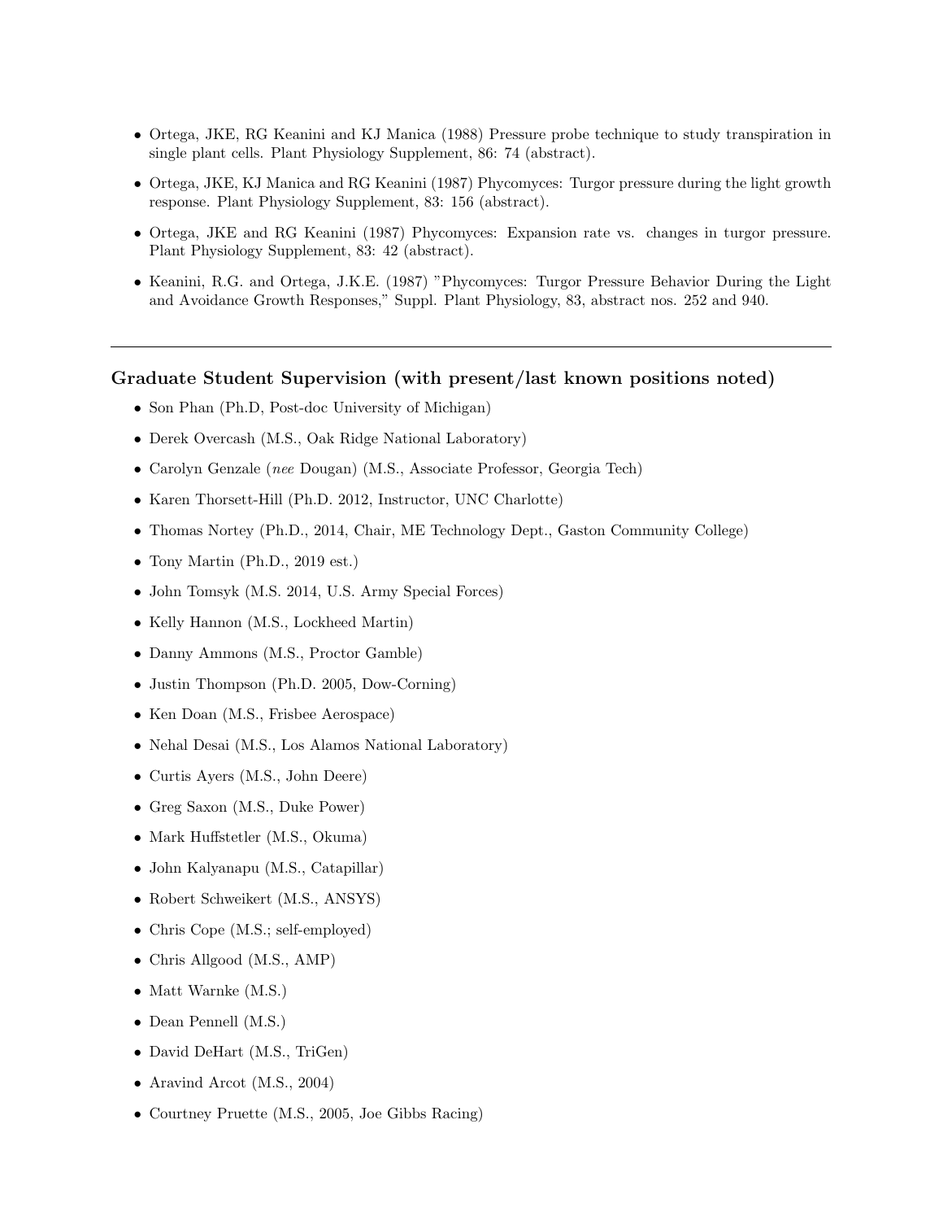- Ortega, JKE, RG Keanini and KJ Manica (1988) Pressure probe technique to study transpiration in single plant cells. Plant Physiology Supplement, 86: 74 (abstract).
- Ortega, JKE, KJ Manica and RG Keanini (1987) Phycomyces: Turgor pressure during the light growth response. Plant Physiology Supplement, 83: 156 (abstract).
- Ortega, JKE and RG Keanini (1987) Phycomyces: Expansion rate vs. changes in turgor pressure. Plant Physiology Supplement, 83: 42 (abstract).
- Keanini, R.G. and Ortega, J.K.E. (1987) "Phycomyces: Turgor Pressure Behavior During the Light and Avoidance Growth Responses," Suppl. Plant Physiology, 83, abstract nos. 252 and 940.

---

## Graduate Student Supervision (with present/last known positions noted)

- Son Phan (Ph.D, Post-doc University of Michigan)
- Derek Overcash (M.S., Oak Ridge National Laboratory)
- Carolyn Genzale (*nee* Dougan) (M.S., Associate Professor, Georgia Tech)
- Karen Thorsett-Hill (Ph.D. 2012, Instructor, UNC Charlotte)
- Thomas Nortey (Ph.D., 2014, Chair, ME Technology Dept., Gaston Community College)
- Tony Martin (Ph.D., 2019 est.)
- John Tomsyk (M.S. 2014, U.S. Army Special Forces)
- Kelly Hannon (M.S., Lockheed Martin)
- Danny Ammons (M.S., Proctor Gamble)
- Justin Thompson (Ph.D. 2005, Dow-Corning)
- Ken Doan (M.S., Frisbee Aerospace)
- Nehal Desai (M.S., Los Alamos National Laboratory)
- Curtis Ayers (M.S., John Deere)
- Greg Saxon (M.S., Duke Power)
- Mark Huffstetler (M.S., Okuma)
- John Kalyanapu (M.S., Catapillar)
- Robert Schweikert (M.S., ANSYS)
- Chris Cope (M.S.; self-employed)
- Chris Allgood (M.S., AMP)
- Matt Warnke (M.S.)
- Dean Pennell (M.S.)
- David DeHart (M.S., TriGen)
- Aravind Arcot (M.S., 2004)
- Courtney Pruette (M.S., 2005, Joe Gibbs Racing)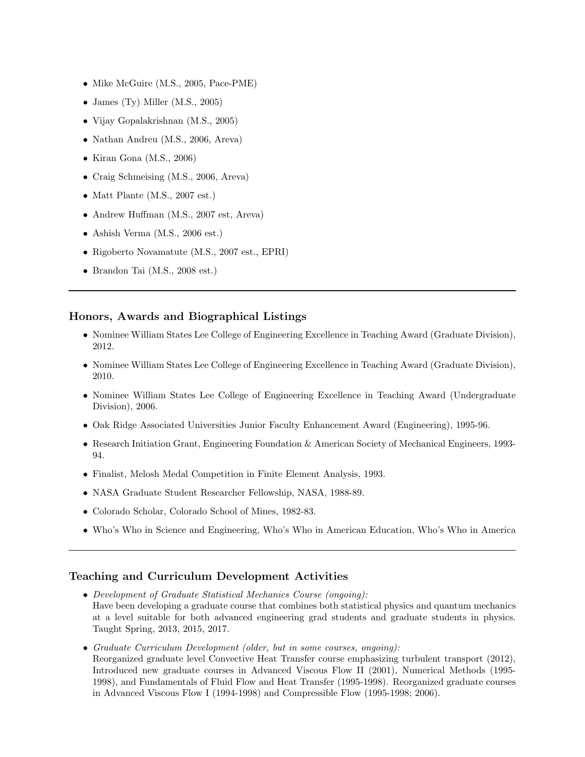- Mike McGuire (M.S., 2005, Pace-PME)
- James (Ty) Miller (M.S., 2005)
- Vijay Gopalakrishnan (M.S., 2005)
- Nathan Andreu (M.S., 2006, Areva)
- Kiran Gona (M.S., 2006)
- Craig Schmeising (M.S., 2006, Areva)
- Matt Plante (M.S., 2007 est.)
- Andrew Huffman (M.S., 2007 est, Areva)
- Ashish Verma (M.S., 2006 est.)
- Rigoberto Novamatute (M.S., 2007 est., EPRI)
- Brandon Tai (M.S., 2008 est.)

---

## Honors, Awards and Biographical Listings

- Nominee William States Lee College of Engineering Excellence in Teaching Award (Graduate Division), 2012.
- Nominee William States Lee College of Engineering Excellence in Teaching Award (Graduate Division), 2010.
- Nominee William States Lee College of Engineering Excellence in Teaching Award (Undergraduate Division), 2006.
- Oak Ridge Associated Universities Junior Faculty Enhancement Award (Engineering), 1995-96.
- Research Initiation Grant, Engineering Foundation & American Society of Mechanical Engineers, 1993-94.
- Finalist, Melosh Medal Competition in Finite Element Analysis, 1993.
- NASA Graduate Student Researcher Fellowship, NASA, 1988-89.
- Colorado Scholar, Colorado School of Mines, 1982-83.
- Who's Who in Science and Engineering, Who's Who in American Education, Who's Who in America

---

## Teaching and Curriculum Development Activities

- *Development of Graduate Statistical Mechanics Course (ongoing):*
  Have been developing a graduate course that combines both statistical physics and quantum mechanics at a level suitable for both advanced engineering grad students and graduate students in physics. Taught Spring, 2013, 2015, 2017.
- *Graduate Curriculum Development (older, but in some courses, ongoing):*
  Reorganized graduate level Convective Heat Transfer course emphasizing turbulent transport (2012), Introduced new graduate courses in Advanced Viscous Flow II (2001), Numerical Methods (1995-1998), and Fundamentals of Fluid Flow and Heat Transfer (1995-1998). Reorganized graduate courses in Advanced Viscous Flow I (1994-1998) and Compressible Flow (1995-1998; 2006).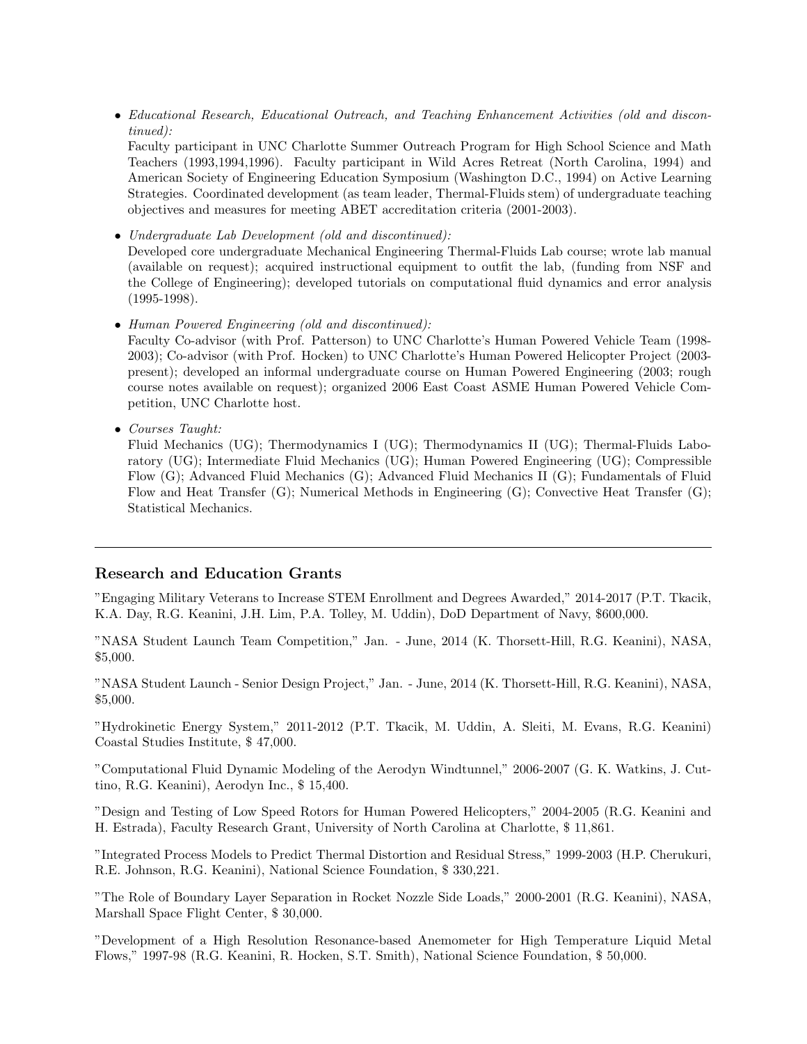- *Educational Research, Educational Outreach, and Teaching Enhancement Activities (old and discontinued):*
  Faculty participant in UNC Charlotte Summer Outreach Program for High School Science and Math Teachers (1993,1994,1996). Faculty participant in Wild Acres Retreat (North Carolina, 1994) and American Society of Engineering Education Symposium (Washington D.C., 1994) on Active Learning Strategies. Coordinated development (as team leader, Thermal-Fluids stem) of undergraduate teaching objectives and measures for meeting ABET accreditation criteria (2001-2003).

- *Undergraduate Lab Development (old and discontinued):*
  Developed core undergraduate Mechanical Engineering Thermal-Fluids Lab course; wrote lab manual (available on request); acquired instructional equipment to outfit the lab, (funding from NSF and the College of Engineering); developed tutorials on computational fluid dynamics and error analysis (1995-1998).

- *Human Powered Engineering (old and discontinued):*
  Faculty Co-advisor (with Prof. Patterson) to UNC Charlotte's Human Powered Vehicle Team (1998-2003); Co-advisor (with Prof. Hocken) to UNC Charlotte's Human Powered Helicopter Project (2003-present); developed an informal undergraduate course on Human Powered Engineering (2003; rough course notes available on request); organized 2006 East Coast ASME Human Powered Vehicle Competition, UNC Charlotte host.

- *Courses Taught:*
  Fluid Mechanics (UG); Thermodynamics I (UG); Thermodynamics II (UG); Thermal-Fluids Laboratory (UG); Intermediate Fluid Mechanics (UG); Human Powered Engineering (UG); Compressible Flow (G); Advanced Fluid Mechanics (G); Advanced Fluid Mechanics II (G); Fundamentals of Fluid Flow and Heat Transfer (G); Numerical Methods in Engineering (G); Convective Heat Transfer (G); Statistical Mechanics.

---

## Research and Education Grants

"Engaging Military Veterans to Increase STEM Enrollment and Degrees Awarded," 2014-2017 (P.T. Tkacik, K.A. Day, R.G. Keanini, J.H. Lim, P.A. Tolley, M. Uddin), DoD Department of Navy, $600,000.

"NASA Student Launch Team Competition," Jan. - June, 2014 (K. Thorsett-Hill, R.G. Keanini), NASA, $5,000.

"NASA Student Launch - Senior Design Project," Jan. - June, 2014 (K. Thorsett-Hill, R.G. Keanini), NASA, $5,000.

"Hydrokinetic Energy System," 2011-2012 (P.T. Tkacik, M. Uddin, A. Sleiti, M. Evans, R.G. Keanini) Coastal Studies Institute, $ 47,000.

"Computational Fluid Dynamic Modeling of the Aerodyn Windtunnel," 2006-2007 (G. K. Watkins, J. Cuttino, R.G. Keanini), Aerodyn Inc., $ 15,400.

"Design and Testing of Low Speed Rotors for Human Powered Helicopters," 2004-2005 (R.G. Keanini and H. Estrada), Faculty Research Grant, University of North Carolina at Charlotte, $ 11,861.

"Integrated Process Models to Predict Thermal Distortion and Residual Stress," 1999-2003 (H.P. Cherukuri, R.E. Johnson, R.G. Keanini), National Science Foundation, $ 330,221.

"The Role of Boundary Layer Separation in Rocket Nozzle Side Loads," 2000-2001 (R.G. Keanini), NASA, Marshall Space Flight Center, $ 30,000.

"Development of a High Resolution Resonance-based Anemometer for High Temperature Liquid Metal Flows," 1997-98 (R.G. Keanini, R. Hocken, S.T. Smith), National Science Foundation, $ 50,000.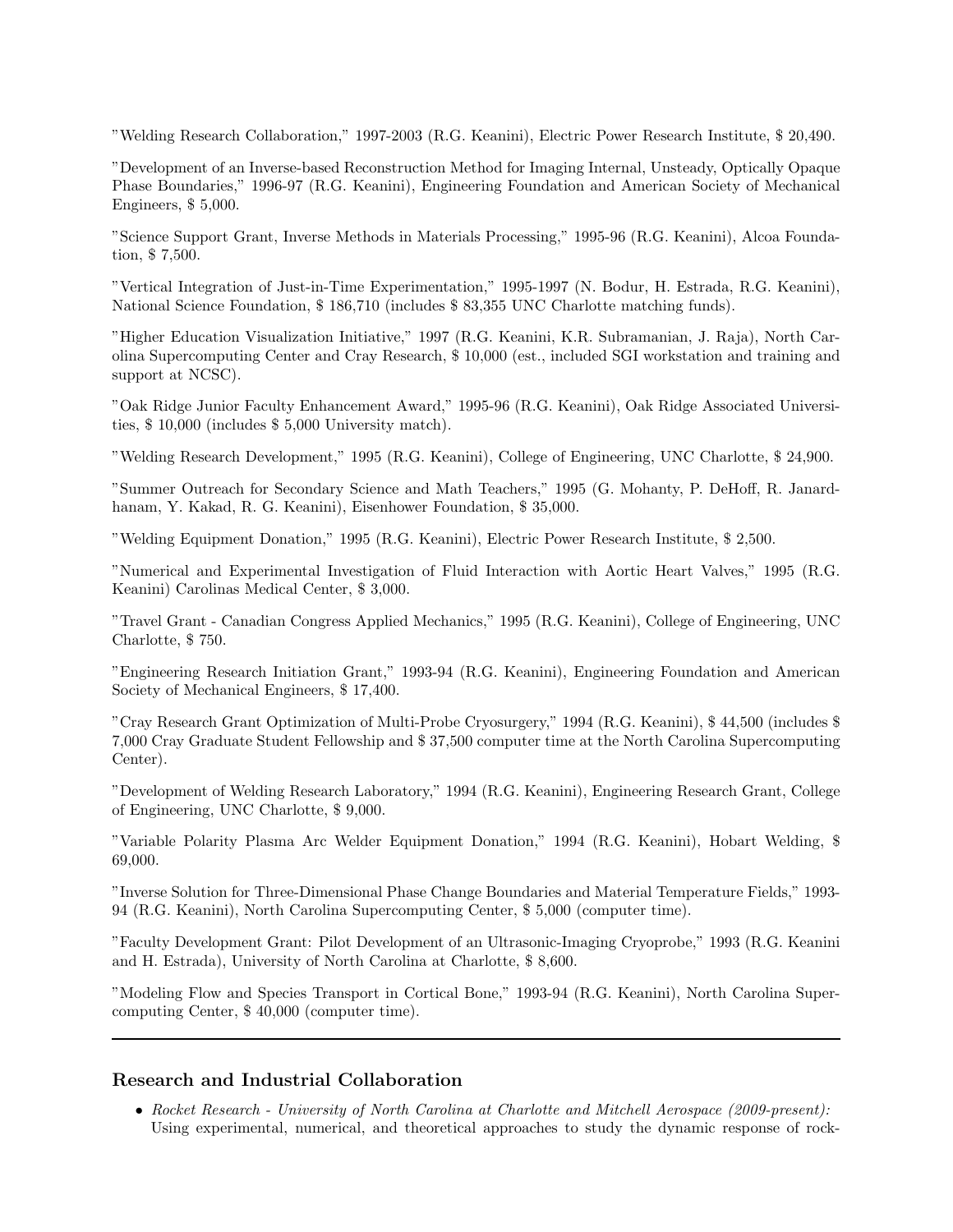"Welding Research Collaboration," 1997-2003 (R.G. Keanini), Electric Power Research Institute, $ 20,490.

"Development of an Inverse-based Reconstruction Method for Imaging Internal, Unsteady, Optically Opaque Phase Boundaries," 1996-97 (R.G. Keanini), Engineering Foundation and American Society of Mechanical Engineers, $ 5,000.

"Science Support Grant, Inverse Methods in Materials Processing," 1995-96 (R.G. Keanini), Alcoa Foundation, $ 7,500.

"Vertical Integration of Just-in-Time Experimentation," 1995-1997 (N. Bodur, H. Estrada, R.G. Keanini), National Science Foundation, $ 186,710 (includes $ 83,355 UNC Charlotte matching funds).

"Higher Education Visualization Initiative," 1997 (R.G. Keanini, K.R. Subramanian, J. Raja), North Carolina Supercomputing Center and Cray Research, $ 10,000 (est., included SGI workstation and training and support at NCSC).

"Oak Ridge Junior Faculty Enhancement Award," 1995-96 (R.G. Keanini), Oak Ridge Associated Universities, $ 10,000 (includes $ 5,000 University match).

"Welding Research Development," 1995 (R.G. Keanini), College of Engineering, UNC Charlotte, $ 24,900.

"Summer Outreach for Secondary Science and Math Teachers," 1995 (G. Mohanty, P. DeHoff, R. Janardhanam, Y. Kakad, R. G. Keanini), Eisenhower Foundation, $ 35,000.

"Welding Equipment Donation," 1995 (R.G. Keanini), Electric Power Research Institute, $ 2,500.

"Numerical and Experimental Investigation of Fluid Interaction with Aortic Heart Valves," 1995 (R.G. Keanini) Carolinas Medical Center, $ 3,000.

"Travel Grant - Canadian Congress Applied Mechanics," 1995 (R.G. Keanini), College of Engineering, UNC Charlotte, $ 750.

"Engineering Research Initiation Grant," 1993-94 (R.G. Keanini), Engineering Foundation and American Society of Mechanical Engineers, $ 17,400.

"Cray Research Grant Optimization of Multi-Probe Cryosurgery," 1994 (R.G. Keanini), $ 44,500 (includes $ 7,000 Cray Graduate Student Fellowship and $ 37,500 computer time at the North Carolina Supercomputing Center).

"Development of Welding Research Laboratory," 1994 (R.G. Keanini), Engineering Research Grant, College of Engineering, UNC Charlotte, $ 9,000.

"Variable Polarity Plasma Arc Welder Equipment Donation," 1994 (R.G. Keanini), Hobart Welding, $ 69,000.

"Inverse Solution for Three-Dimensional Phase Change Boundaries and Material Temperature Fields," 1993-94 (R.G. Keanini), North Carolina Supercomputing Center, $ 5,000 (computer time).

"Faculty Development Grant: Pilot Development of an Ultrasonic-Imaging Cryoprobe," 1993 (R.G. Keanini and H. Estrada), University of North Carolina at Charlotte, $ 8,600.

"Modeling Flow and Species Transport in Cortical Bone," 1993-94 (R.G. Keanini), North Carolina Supercomputing Center, $ 40,000 (computer time).

---

## Research and Industrial Collaboration

- *Rocket Research - University of North Carolina at Charlotte and Mitchell Aerospace (2009-present):* Using experimental, numerical, and theoretical approaches to study the dynamic response of rock-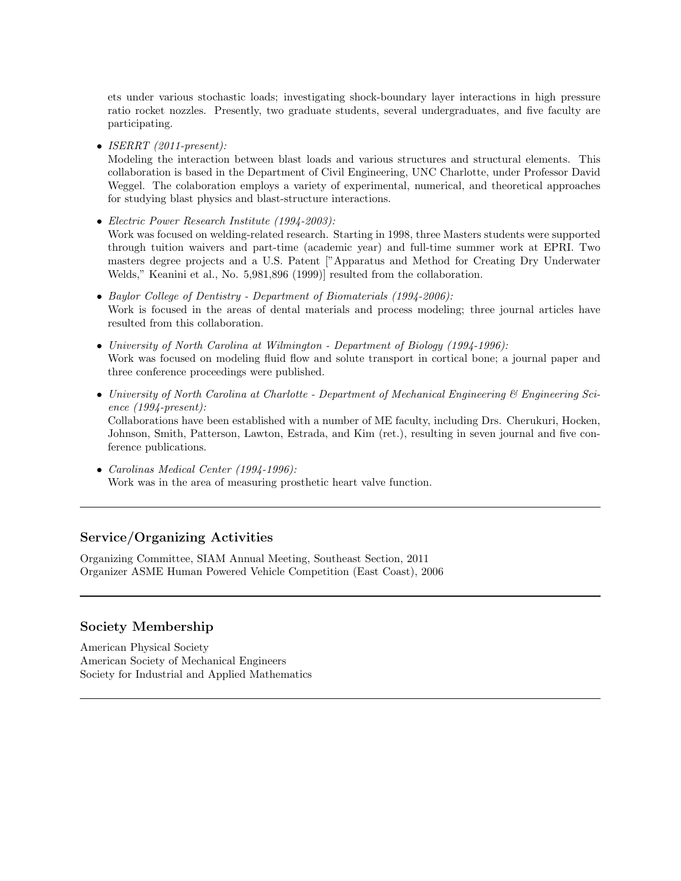ets under various stochastic loads; investigating shock-boundary layer interactions in high pressure ratio rocket nozzles. Presently, two graduate students, several undergraduates, and five faculty are participating.

- *ISERRT (2011-present):*
  Modeling the interaction between blast loads and various structures and structural elements. This collaboration is based in the Department of Civil Engineering, UNC Charlotte, under Professor David Weggel. The colaboration employs a variety of experimental, numerical, and theoretical approaches for studying blast physics and blast-structure interactions.

- *Electric Power Research Institute (1994-2003):*
  Work was focused on welding-related research. Starting in 1998, three Masters students were supported through tuition waivers and part-time (academic year) and full-time summer work at EPRI. Two masters degree projects and a U.S. Patent ["Apparatus and Method for Creating Dry Underwater Welds," Keanini et al., No. 5,981,896 (1999)] resulted from the collaboration.

- *Baylor College of Dentistry - Department of Biomaterials (1994-2006):*
  Work is focused in the areas of dental materials and process modeling; three journal articles have resulted from this collaboration.

- *University of North Carolina at Wilmington - Department of Biology (1994-1996):*
  Work was focused on modeling fluid flow and solute transport in cortical bone; a journal paper and three conference proceedings were published.

- *University of North Carolina at Charlotte - Department of Mechanical Engineering & Engineering Science (1994-present):*
  Collaborations have been established with a number of ME faculty, including Drs. Cherukuri, Hocken, Johnson, Smith, Patterson, Lawton, Estrada, and Kim (ret.), resulting in seven journal and five conference publications.

- *Carolinas Medical Center (1994-1996):*
  Work was in the area of measuring prosthetic heart valve function.

---

## Service/Organizing Activities

Organizing Committee, SIAM Annual Meeting, Southeast Section, 2011
Organizer ASME Human Powered Vehicle Competition (East Coast), 2006

---

## Society Membership

American Physical Society
American Society of Mechanical Engineers
Society for Industrial and Applied Mathematics

---